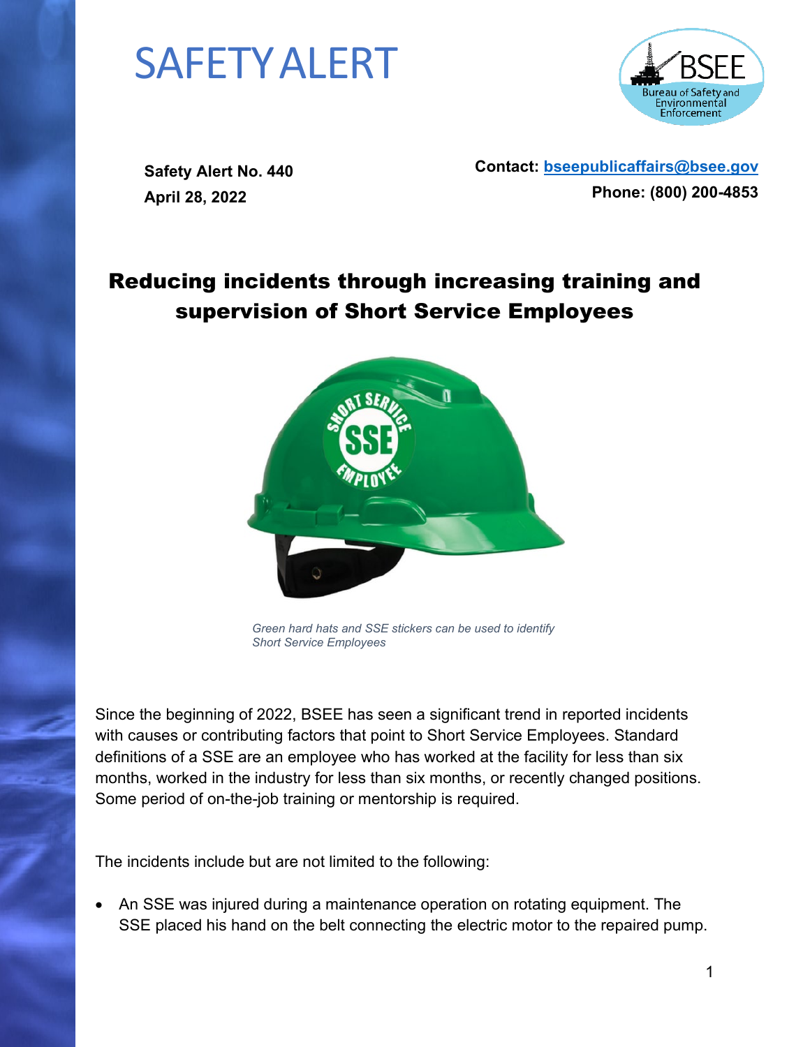# SAFETY ALERT

**Safety Alert No. 440**
**April 28, 2022**

**Contact: [bseepublicaffairs@bsee.gov](mailto:bseepublicaffairs@bsee.gov)**
**Phone: (800) 200-4853**

## Reducing incidents through increasing training and supervision of Short Service Employees

*Green hard hats and SSE stickers can be used to identify Short Service Employees*

Since the beginning of 2022, BSEE has seen a significant trend in reported incidents with causes or contributing factors that point to Short Service Employees. Standard definitions of a SSE are an employee who has worked at the facility for less than six months, worked in the industry for less than six months, or recently changed positions. Some period of on-the-job training or mentorship is required.

The incidents include but are not limited to the following:

- An SSE was injured during a maintenance operation on rotating equipment. The SSE placed his hand on the belt connecting the electric motor to the repaired pump.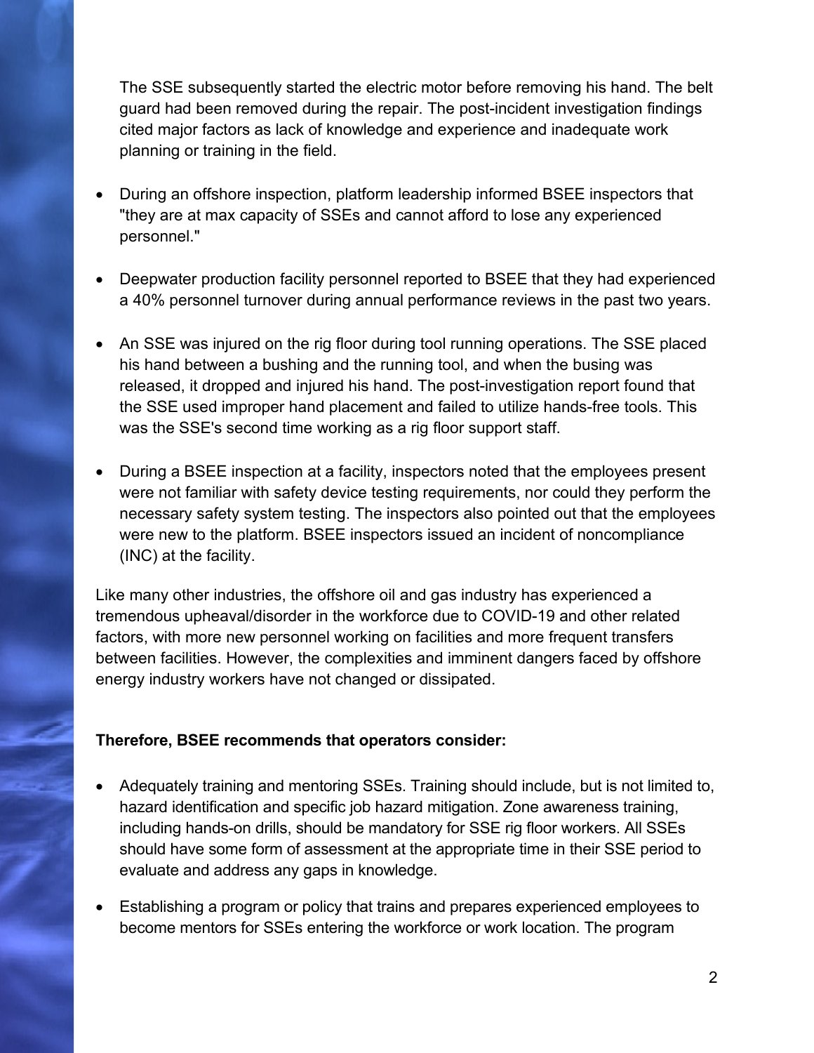The SSE subsequently started the electric motor before removing his hand. The belt guard had been removed during the repair. The post-incident investigation findings cited major factors as lack of knowledge and experience and inadequate work planning or training in the field.

- During an offshore inspection, platform leadership informed BSEE inspectors that "they are at max capacity of SSEs and cannot afford to lose any experienced personnel."

- Deepwater production facility personnel reported to BSEE that they had experienced a 40% personnel turnover during annual performance reviews in the past two years.

- An SSE was injured on the rig floor during tool running operations. The SSE placed his hand between a bushing and the running tool, and when the busing was released, it dropped and injured his hand. The post-investigation report found that the SSE used improper hand placement and failed to utilize hands-free tools. This was the SSE's second time working as a rig floor support staff.

- During a BSEE inspection at a facility, inspectors noted that the employees present were not familiar with safety device testing requirements, nor could they perform the necessary safety system testing. The inspectors also pointed out that the employees were new to the platform. BSEE inspectors issued an incident of noncompliance (INC) at the facility.

Like many other industries, the offshore oil and gas industry has experienced a tremendous upheaval/disorder in the workforce due to COVID-19 and other related factors, with more new personnel working on facilities and more frequent transfers between facilities. However, the complexities and imminent dangers faced by offshore energy industry workers have not changed or dissipated.

**Therefore, BSEE recommends that operators consider:**

- Adequately training and mentoring SSEs. Training should include, but is not limited to, hazard identification and specific job hazard mitigation. Zone awareness training, including hands-on drills, should be mandatory for SSE rig floor workers. All SSEs should have some form of assessment at the appropriate time in their SSE period to evaluate and address any gaps in knowledge.

- Establishing a program or policy that trains and prepares experienced employees to become mentors for SSEs entering the workforce or work location. The program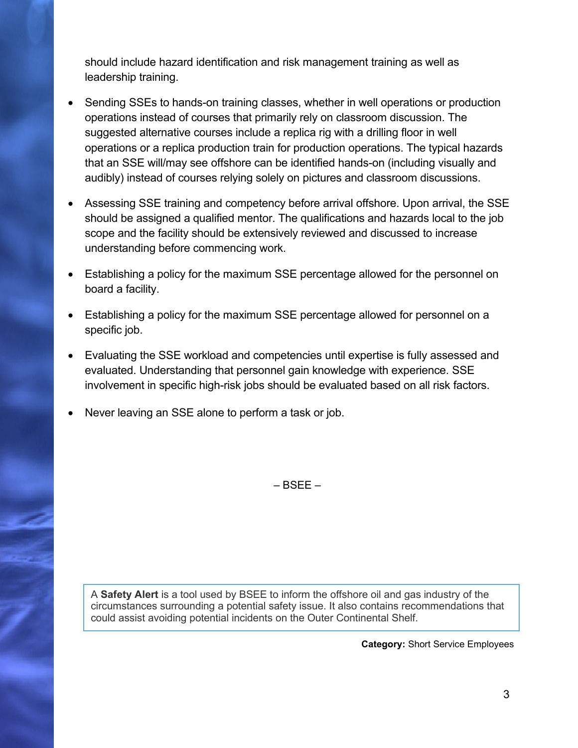should include hazard identification and risk management training as well as leadership training.

- Sending SSEs to hands-on training classes, whether in well operations or production operations instead of courses that primarily rely on classroom discussion. The suggested alternative courses include a replica rig with a drilling floor in well operations or a replica production train for production operations. The typical hazards that an SSE will/may see offshore can be identified hands-on (including visually and audibly) instead of courses relying solely on pictures and classroom discussions.

- Assessing SSE training and competency before arrival offshore. Upon arrival, the SSE should be assigned a qualified mentor. The qualifications and hazards local to the job scope and the facility should be extensively reviewed and discussed to increase understanding before commencing work.

- Establishing a policy for the maximum SSE percentage allowed for the personnel on board a facility.

- Establishing a policy for the maximum SSE percentage allowed for personnel on a specific job.

- Evaluating the SSE workload and competencies until expertise is fully assessed and evaluated. Understanding that personnel gain knowledge with experience. SSE involvement in specific high-risk jobs should be evaluated based on all risk factors.

- Never leaving an SSE alone to perform a task or job.

– BSEE –

A **Safety Alert** is a tool used by BSEE to inform the offshore oil and gas industry of the circumstances surrounding a potential safety issue. It also contains recommendations that could assist avoiding potential incidents on the Outer Continental Shelf.

**Category:** Short Service Employees